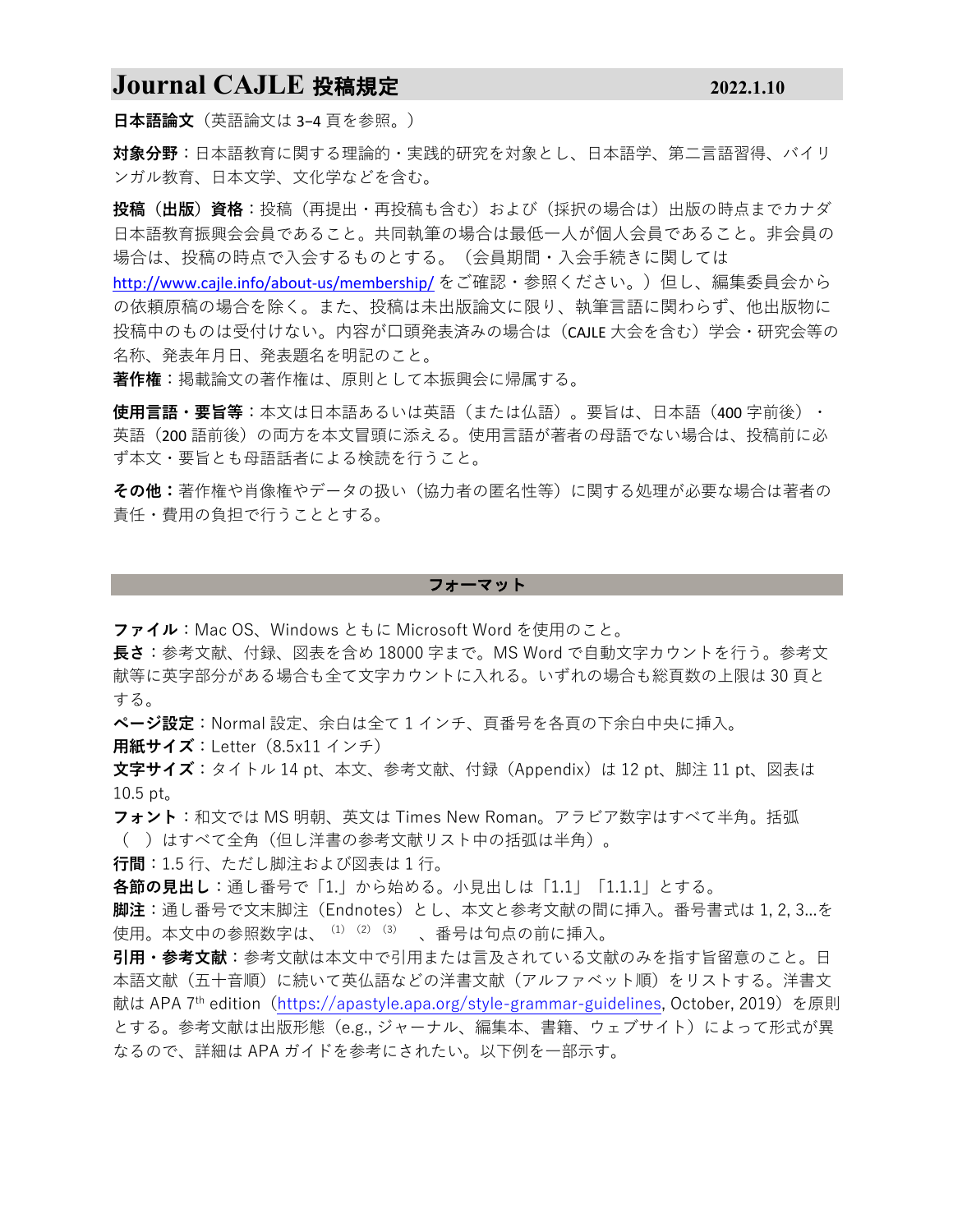# Journal CAJLE 投稿規定

2022.1.10

**日本語論文**（英語論文は 3-4 頁を参照。）

**対象分野**：日本語教育に関する理論的・実践的研究を対象とし、日本語学、第二言語習得、バイリンガル教育、日本文学、文化学などを含む。

**投稿（出版）資格**：投稿（再提出・再投稿も含む）および（採択の場合は）出版の時点までカナダ日本語教育振興会会員であること。共同執筆の場合は最低一人が個人会員であること。非会員の場合は、投稿の時点で入会するものとする。（会員期間・入会手続きに関しては http://www.cajle.info/about-us/membership/ をご確認・参照ください。）但し、編集委員会からの依頼原稿の場合を除く。また、投稿は未出版論文に限り、執筆言語に関わらず、他出版物に投稿中のものは受付けない。内容が口頭発表済みの場合は（CAJLE 大会を含む）学会・研究会等の名称、発表年月日、発表題名を明記のこと。

**著作権**：掲載論文の著作権は、原則として本振興会に帰属する。

**使用言語・要旨等**：本文は日本語あるいは英語（または仏語）。要旨は、日本語（400 字前後）・英語（200 語前後）の両方を本文冒頭に添える。使用言語が著者の母語でない場合は、投稿前に必ず本文・要旨とも母語話者による検読を行うこと。

**その他**：著作権や肖像権やデータの扱い（協力者の匿名性等）に関する処理が必要な場合は著者の責任・費用の負担で行うこととする。

## フォーマット

**ファイル**：Mac OS、Windows ともに Microsoft Word を使用のこと。

**長さ**：参考文献、付録、図表を含め 18000 字まで。MS Word で自動文字カウントを行う。参考文献等に英字部分がある場合も全て文字カウントに入れる。いずれの場合も総頁数の上限は 30 頁とする。

**ページ設定**：Normal 設定、余白は全て 1 インチ、頁番号を各頁の下余白中央に挿入。

**用紙サイズ**：Letter（8.5x11 インチ）

**文字サイズ**：タイトル 14 pt、本文、参考文献、付録（Appendix）は 12 pt、脚注 11 pt、図表は 10.5 pt。

**フォント**：和文では MS 明朝、英文は Times New Roman。アラビア数字はすべて半角。括弧（ ）はすべて全角（但し洋書の参考文献リスト中の括弧は半角）。

**行間**：1.5 行、ただし脚注および図表は 1 行。

**各節の見出し**：通し番号で「1.」から始める。小見出しは「1.1」「1.1.1」とする。

**脚注**：通し番号で文末脚注（Endnotes）とし、本文と参考文献の間に挿入。番号書式は 1, 2, 3...を使用。本文中の参照数字は、[(1)] [(2)] [(3)] 、番号は句点の前に挿入。

**引用・参考文献**：参考文献は本文中で引用または言及されている文献のみを指す旨留意のこと。日本語文献（五十音順）に続いて英仏語などの洋書文献（アルファベット順）をリストする。洋書文献は APA 7th edition（https://apastyle.apa.org/style-grammar-guidelines, October, 2019）を原則とする。参考文献は出版形態（e.g., ジャーナル、編集本、書籍、ウェブサイト）によって形式が異なるので、詳細は APA ガイドを参考にされたい。以下例を一部示す。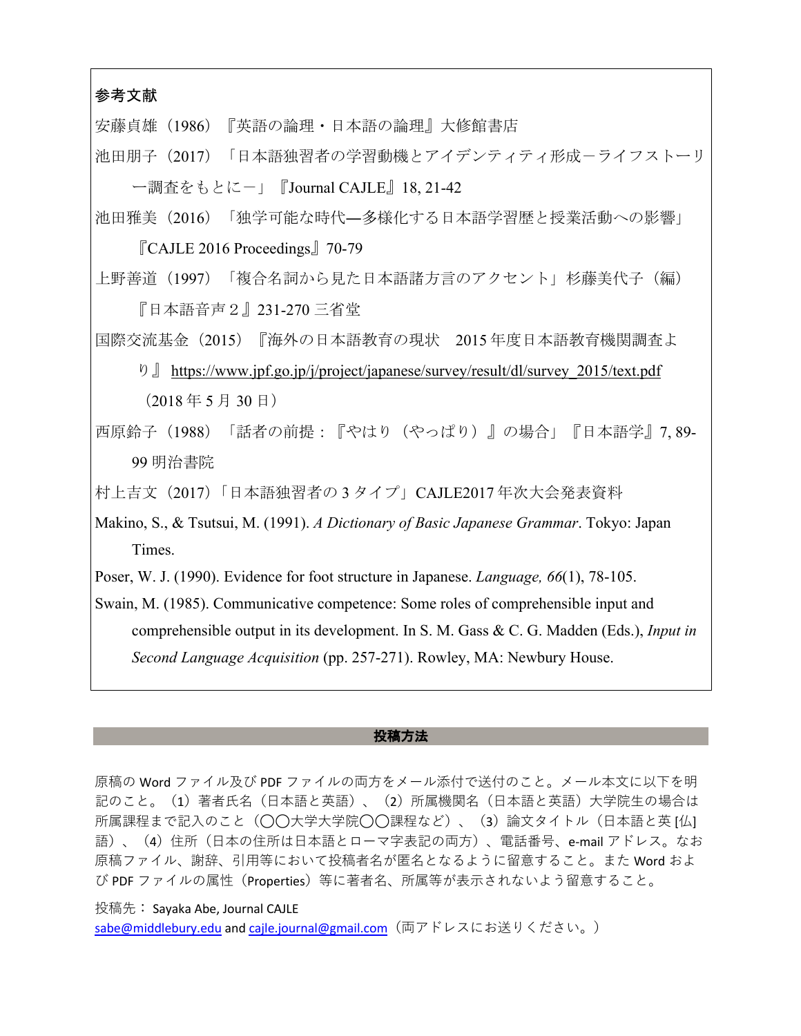**参考文献**

安藤貞雄（1986）『英語の論理・日本語の論理』大修館書店

池田朋子（2017）「日本語独習者の学習動機とアイデンティティ形成ーライフストーリー調査をもとにー」『Journal CAJLE』18, 21-42

池田雅美（2016）「独学可能な時代—多様化する日本語学習歴と授業活動への影響」『CAJLE 2016 Proceedings』70-79

上野善道（1997）「複合名詞から見た日本語諸方言のアクセント」杉藤美代子（編）『日本語音声２』231-270 三省堂

国際交流基金（2015）『海外の日本語教育の現状　2015 年度日本語教育機関調査より』 https://www.jpf.go.jp/j/project/japanese/survey/result/dl/survey_2015/text.pdf （2018 年 5 月 30 日）

西原鈴子（1988）「話者の前提：『やはり（やっぱり）』の場合」『日本語学』7, 89-99 明治書院

村上吉文（2017）「日本語独習者の 3 タイプ」CAJLE2017 年次大会発表資料

Makino, S., & Tsutsui, M. (1991). *A Dictionary of Basic Japanese Grammar*. Tokyo: Japan Times.

Poser, W. J. (1990). Evidence for foot structure in Japanese. *Language, 66*(1), 78-105.

Swain, M. (1985). Communicative competence: Some roles of comprehensible input and comprehensible output in its development. In S. M. Gass & C. G. Madden (Eds.), *Input in Second Language Acquisition* (pp. 257-271). Rowley, MA: Newbury House.

## 投稿方法

原稿の Word ファイル及び PDF ファイルの両方をメール添付で送付のこと。メール本文に以下を明記のこと。（1）著者氏名（日本語と英語）、（2）所属機関名（日本語と英語）大学院生の場合は所属課程まで記入のこと（〇〇大学大学院〇〇課程など）、（3）論文タイトル（日本語と英 [仏] 語）、（4）住所（日本の住所は日本語とローマ字表記の両方）、電話番号、e-mail アドレス。なお原稿ファイル、謝辞、引用等において投稿者名が匿名となるように留意すること。また Word および PDF ファイルの属性（Properties）等に著者名、所属等が表示されないよう留意すること。

投稿先： Sayaka Abe, Journal CAJLE
sabe@middlebury.edu and cajle.journal@gmail.com（両アドレスにお送りください。）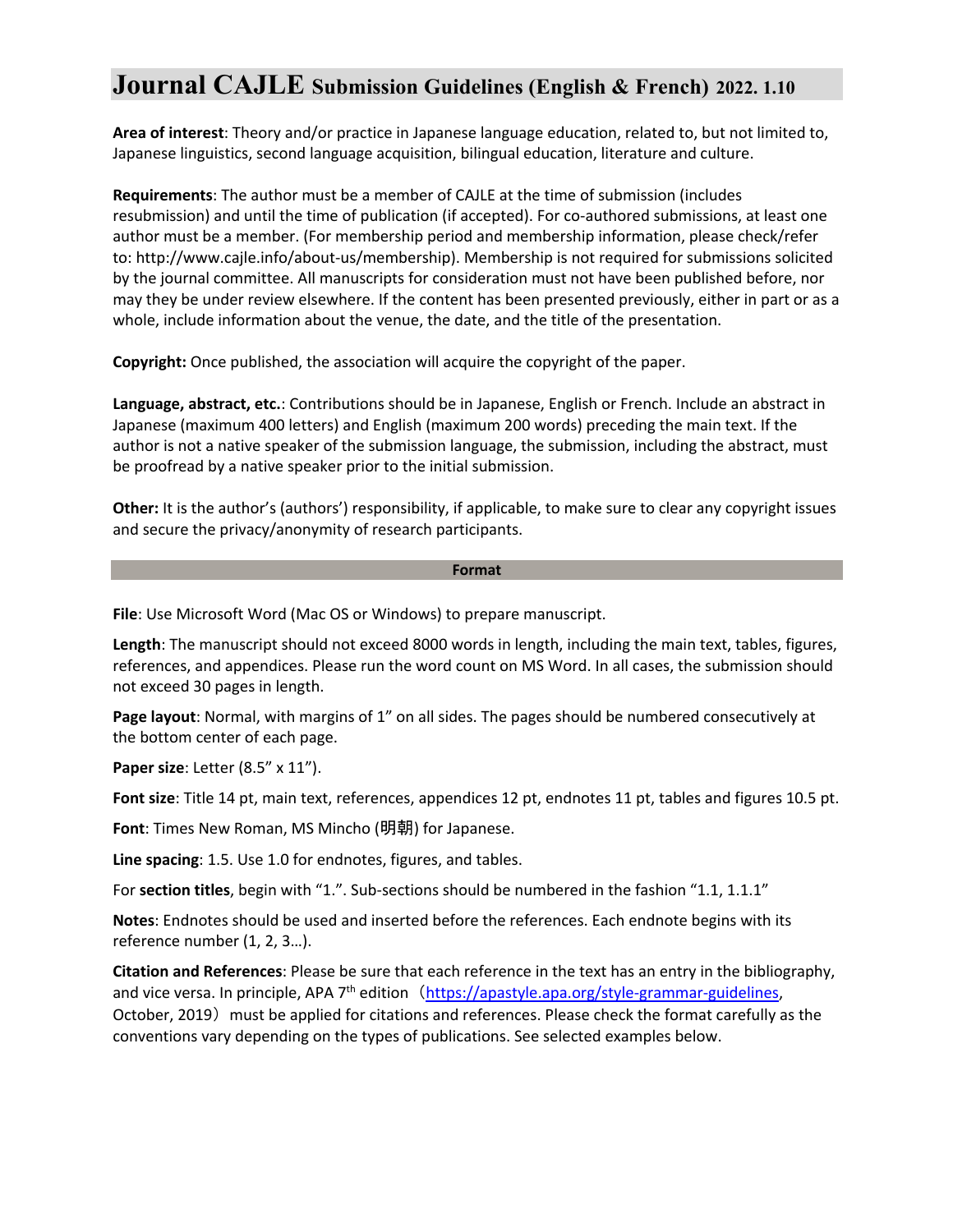# Journal CAJLE Submission Guidelines (English & French) 2022. 1.10

**Area of interest**: Theory and/or practice in Japanese language education, related to, but not limited to, Japanese linguistics, second language acquisition, bilingual education, literature and culture.

**Requirements**: The author must be a member of CAJLE at the time of submission (includes resubmission) and until the time of publication (if accepted). For co-authored submissions, at least one author must be a member. (For membership period and membership information, please check/refer to: http://www.cajle.info/about-us/membership). Membership is not required for submissions solicited by the journal committee. All manuscripts for consideration must not have been published before, nor may they be under review elsewhere. If the content has been presented previously, either in part or as a whole, include information about the venue, the date, and the title of the presentation.

**Copyright:** Once published, the association will acquire the copyright of the paper.

**Language, abstract, etc.**: Contributions should be in Japanese, English or French. Include an abstract in Japanese (maximum 400 letters) and English (maximum 200 words) preceding the main text. If the author is not a native speaker of the submission language, the submission, including the abstract, must be proofread by a native speaker prior to the initial submission.

**Other:** It is the author's (authors') responsibility, if applicable, to make sure to clear any copyright issues and secure the privacy/anonymity of research participants.

## Format

**File**: Use Microsoft Word (Mac OS or Windows) to prepare manuscript.

**Length**: The manuscript should not exceed 8000 words in length, including the main text, tables, figures, references, and appendices. Please run the word count on MS Word. In all cases, the submission should not exceed 30 pages in length.

**Page layout**: Normal, with margins of 1" on all sides. The pages should be numbered consecutively at the bottom center of each page.

**Paper size**: Letter (8.5" x 11").

**Font size**: Title 14 pt, main text, references, appendices 12 pt, endnotes 11 pt, tables and figures 10.5 pt.

**Font**: Times New Roman, MS Mincho (明朝) for Japanese.

**Line spacing**: 1.5. Use 1.0 for endnotes, figures, and tables.

For **section titles**, begin with "1.". Sub-sections should be numbered in the fashion "1.1, 1.1.1"

**Notes**: Endnotes should be used and inserted before the references. Each endnote begins with its reference number (1, 2, 3…).

**Citation and References**: Please be sure that each reference in the text has an entry in the bibliography, and vice versa. In principle, APA 7th edition（https://apastyle.apa.org/style-grammar-guidelines, October, 2019）must be applied for citations and references. Please check the format carefully as the conventions vary depending on the types of publications. See selected examples below.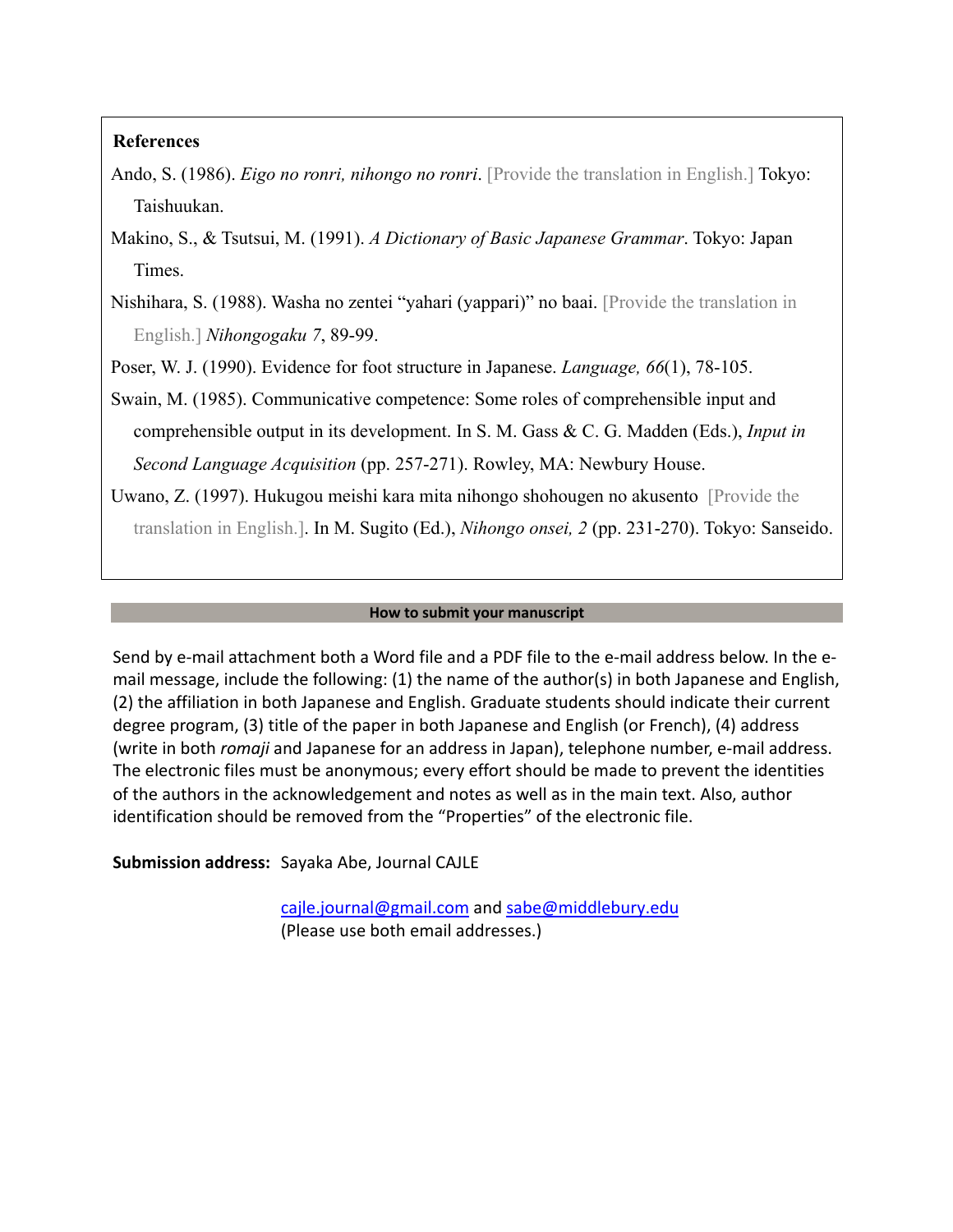**References**

Ando, S. (1986). *Eigo no ronri, nihongo no ronri*. [Provide the translation in English.] Tokyo: Taishuukan.

Makino, S., & Tsutsui, M. (1991). *A Dictionary of Basic Japanese Grammar*. Tokyo: Japan Times.

Nishihara, S. (1988). Washa no zentei "yahari (yappari)" no baai. [Provide the translation in English.] *Nihongogaku 7*, 89-99.

Poser, W. J. (1990). Evidence for foot structure in Japanese. *Language, 66*(1), 78-105.

Swain, M. (1985). Communicative competence: Some roles of comprehensible input and comprehensible output in its development. In S. M. Gass & C. G. Madden (Eds.), *Input in Second Language Acquisition* (pp. 257-271). Rowley, MA: Newbury House.

Uwano, Z. (1997). Hukugou meishi kara mita nihongo shohougen no akusento [Provide the translation in English.]. In M. Sugito (Ed.), *Nihongo onsei, 2* (pp. 231-270). Tokyo: Sanseido.

## How to submit your manuscript

Send by e-mail attachment both a Word file and a PDF file to the e-mail address below. In the e-mail message, include the following: (1) the name of the author(s) in both Japanese and English, (2) the affiliation in both Japanese and English. Graduate students should indicate their current degree program, (3) title of the paper in both Japanese and English (or French), (4) address (write in both *romaji* and Japanese for an address in Japan), telephone number, e-mail address. The electronic files must be anonymous; every effort should be made to prevent the identities of the authors in the acknowledgement and notes as well as in the main text. Also, author identification should be removed from the "Properties" of the electronic file.

**Submission address:** Sayaka Abe, Journal CAJLE

cajle.journal@gmail.com and sabe@middlebury.edu
(Please use both email addresses.)